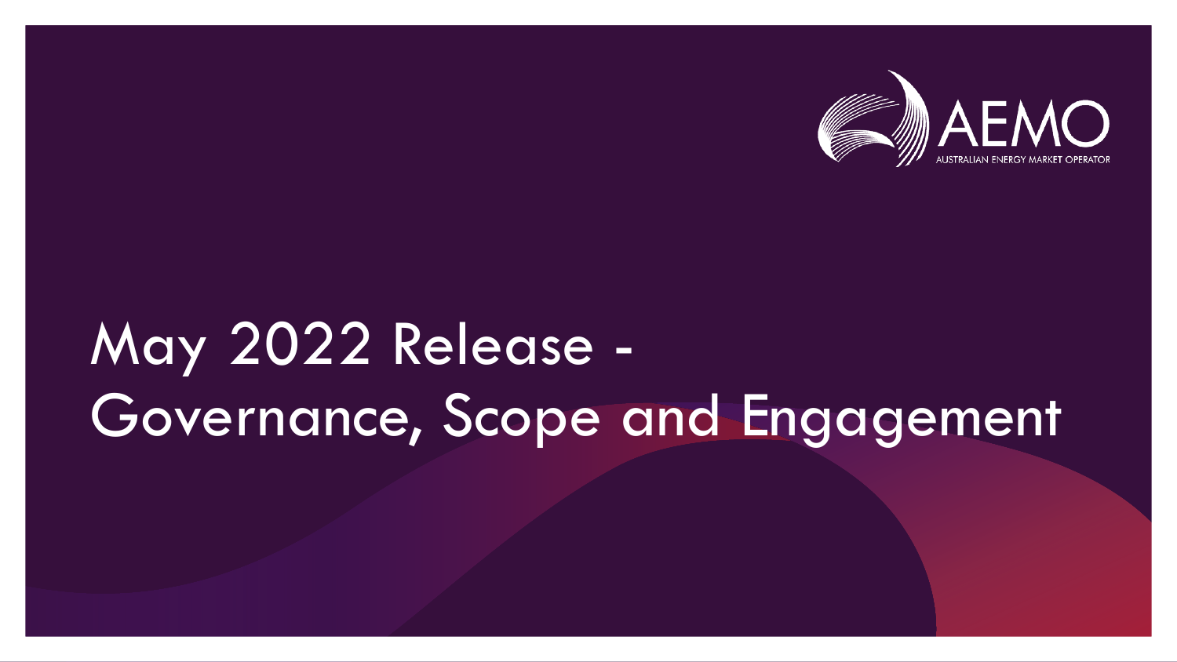AEMO

AUSTRALIAN ENERGY MARKET OPERATOR

# May 2022 Release - Governance, Scope and Engagement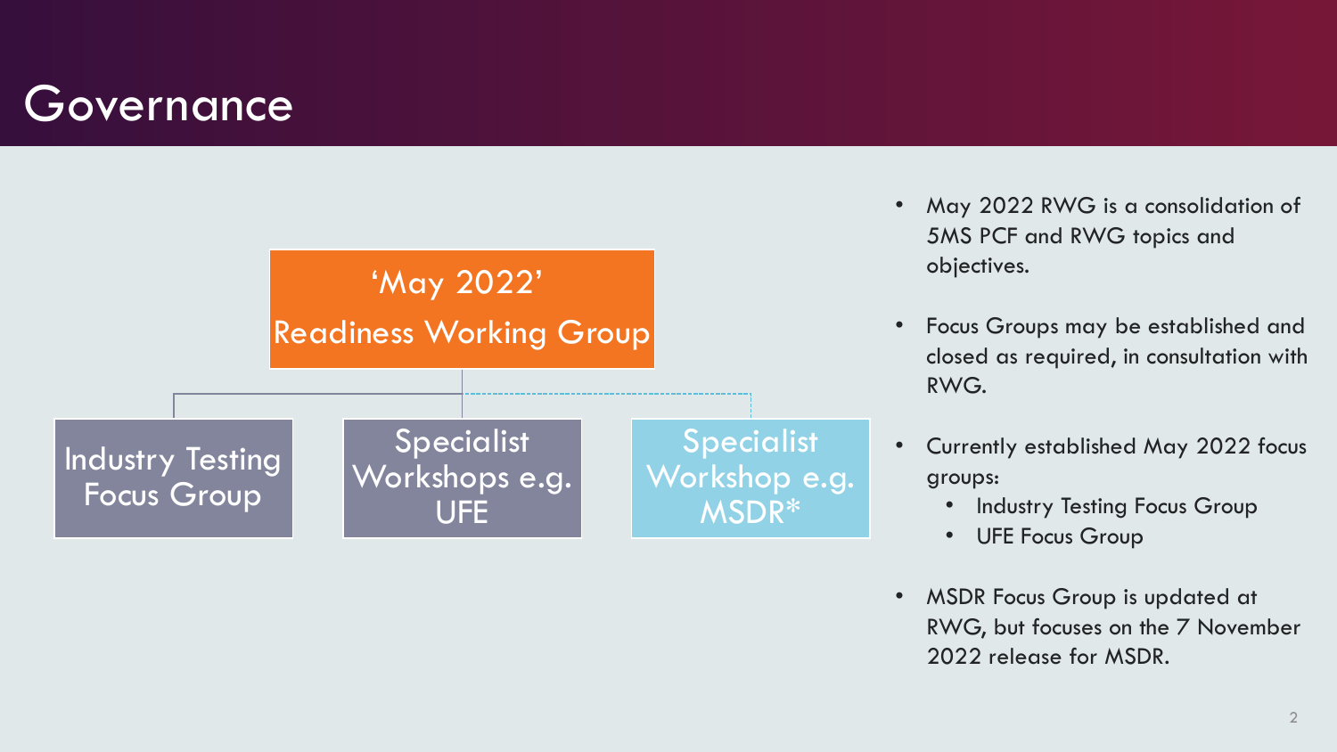# Governance

'May 2022'
Readiness Working Group

Industry Testing Focus Group

Specialist Workshops e.g. UFE

Specialist Workshop e.g. MSDR*

- May 2022 RWG is a consolidation of 5MS PCF and RWG topics and objectives.
- Focus Groups may be established and closed as required, in consultation with RWG.
- Currently established May 2022 focus groups:
  - Industry Testing Focus Group
  - UFE Focus Group
- MSDR Focus Group is updated at RWG, but focuses on the 7 November 2022 release for MSDR.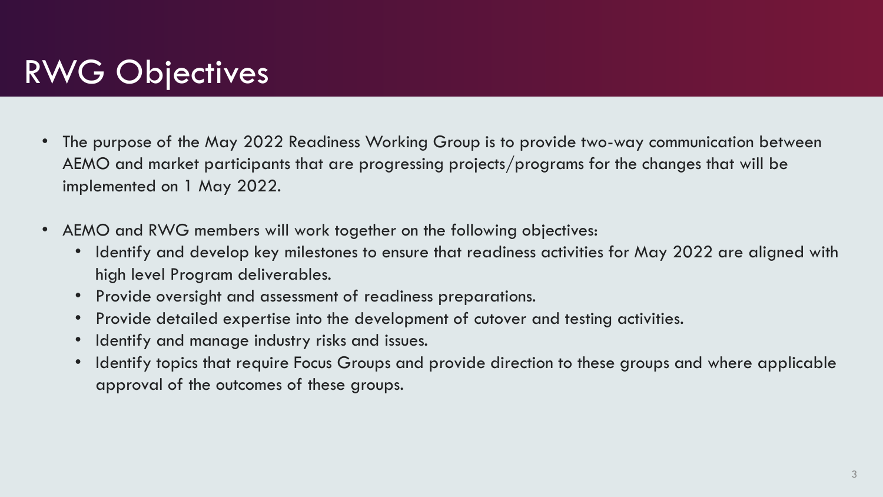# RWG Objectives

- The purpose of the May 2022 Readiness Working Group is to provide two-way communication between AEMO and market participants that are progressing projects/programs for the changes that will be implemented on 1 May 2022.
- AEMO and RWG members will work together on the following objectives:
  - Identify and develop key milestones to ensure that readiness activities for May 2022 are aligned with high level Program deliverables.
  - Provide oversight and assessment of readiness preparations.
  - Provide detailed expertise into the development of cutover and testing activities.
  - Identify and manage industry risks and issues.
  - Identify topics that require Focus Groups and provide direction to these groups and where applicable approval of the outcomes of these groups.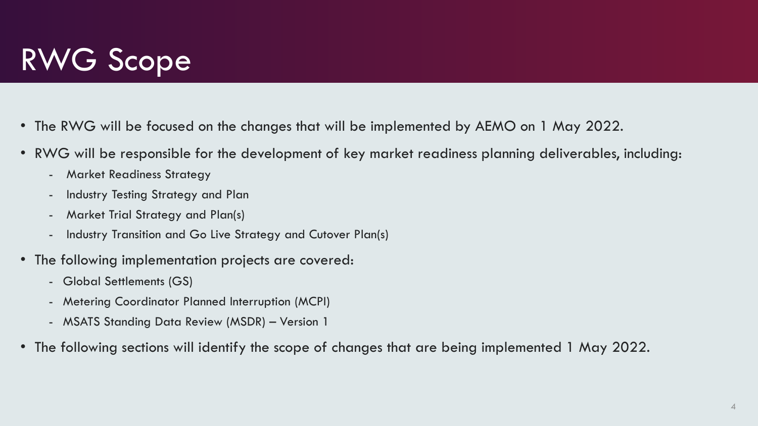# RWG Scope

- The RWG will be focused on the changes that will be implemented by AEMO on 1 May 2022.
- RWG will be responsible for the development of key market readiness planning deliverables, including:
  - Market Readiness Strategy
  - Industry Testing Strategy and Plan
  - Market Trial Strategy and Plan(s)
  - Industry Transition and Go Live Strategy and Cutover Plan(s)
- The following implementation projects are covered:
  - Global Settlements (GS)
  - Metering Coordinator Planned Interruption (MCPI)
  - MSATS Standing Data Review (MSDR) – Version 1
- The following sections will identify the scope of changes that are being implemented 1 May 2022.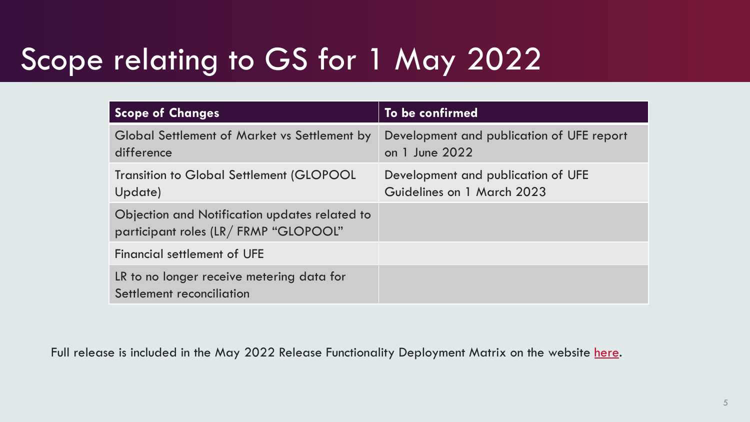# Scope relating to GS for 1 May 2022

| Scope of Changes | To be confirmed |
| --- | --- |
| Global Settlement of Market vs Settlement by difference | Development and publication of UFE report on 1 June 2022 |
| Transition to Global Settlement (GLOPOOL Update) | Development and publication of UFE Guidelines on 1 March 2023 |
| Objection and Notification updates related to participant roles (LR/ FRMP "GLOPOOL" | |
| Financial settlement of UFE | |
| LR to no longer receive metering data for Settlement reconciliation | |

Full release is included in the May 2022 Release Functionality Deployment Matrix on the website here.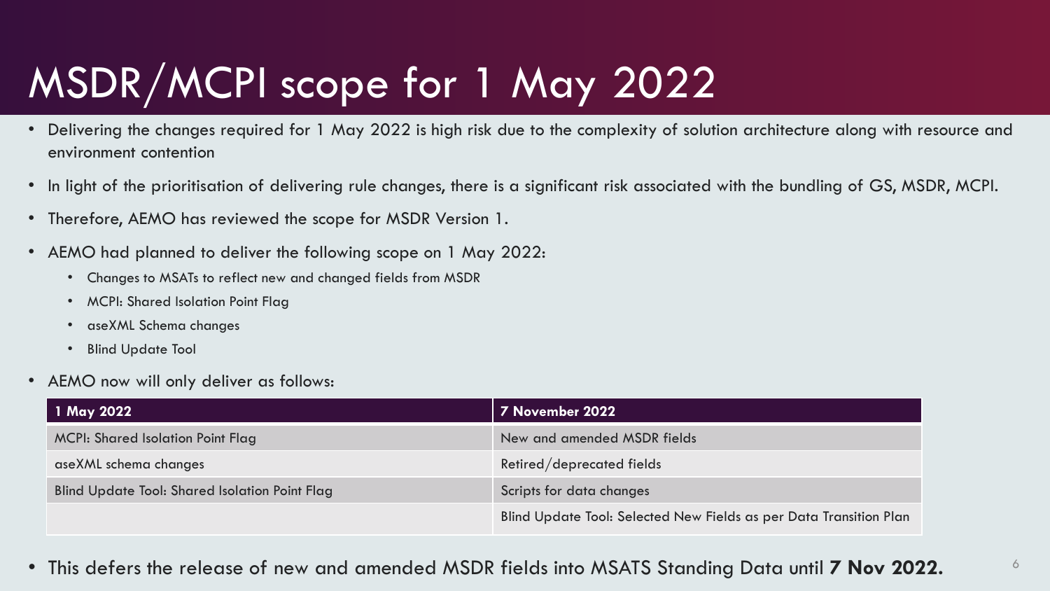# MSDR/MCPI scope for 1 May 2022

- Delivering the changes required for 1 May 2022 is high risk due to the complexity of solution architecture along with resource and environment contention
- In light of the prioritisation of delivering rule changes, there is a significant risk associated with the bundling of GS, MSDR, MCPI.
- Therefore, AEMO has reviewed the scope for MSDR Version 1.
- AEMO had planned to deliver the following scope on 1 May 2022:
  - Changes to MSATs to reflect new and changed fields from MSDR
  - MCPI: Shared Isolation Point Flag
  - aseXML Schema changes
  - Blind Update Tool
- AEMO now will only deliver as follows:

| 1 May 2022 | 7 November 2022 |
| --- | --- |
| MCPI: Shared Isolation Point Flag | New and amended MSDR fields |
| aseXML schema changes | Retired/deprecated fields |
| Blind Update Tool: Shared Isolation Point Flag | Scripts for data changes |
| | Blind Update Tool: Selected New Fields as per Data Transition Plan |

- This defers the release of new and amended MSDR fields into MSATS Standing Data until **7 Nov 2022.**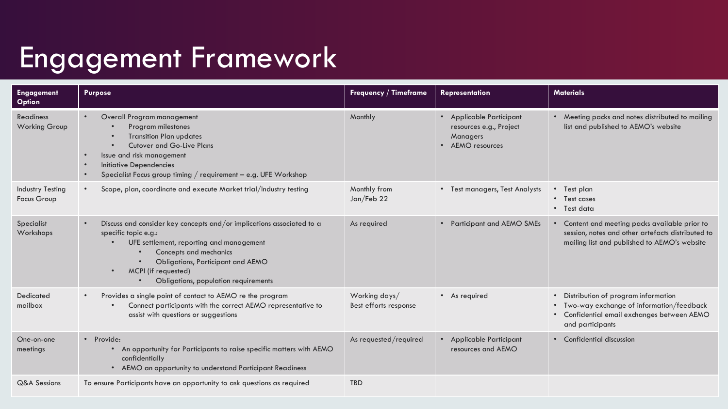# Engagement Framework

| Engagement Option | Purpose | Frequency / Timeframe | Representation | Materials |
|---|---|---|---|---|
| Readiness Working Group | • Overall Program management<br>  • Program milestones<br>  • Transition Plan updates<br>  • Cutover and Go-Live Plans<br>• Issue and risk management<br>• Initiative Dependencies<br>• Specialist Focus group timing / requirement – e.g. UFE Workshop | Monthly | • Applicable Participant resources e.g., Project Managers<br>• AEMO resources | • Meeting packs and notes distributed to mailing list and published to AEMO's website |
| Industry Testing Focus Group | • Scope, plan, coordinate and execute Market trial/Industry testing | Monthly from Jan/Feb 22 | • Test managers, Test Analysts | • Test plan<br>• Test cases<br>• Test data |
| Specialist Workshops | • Discuss and consider key concepts and/or implications associated to a specific topic e.g.:<br>  • UFE settlement, reporting and management<br>    • Concepts and mechanics<br>    • Obligations, Participant and AEMO<br>  • MCPI (if requested)<br>    • Obligations, population requirements | As required | • Participant and AEMO SMEs | • Content and meeting packs available prior to session, notes and other artefacts distributed to mailing list and published to AEMO's website |
| Dedicated mailbox | • Provides a single point of contact to AEMO re the program<br>  • Connect participants with the correct AEMO representative to assist with questions or suggestions | Working days/ Best efforts response | • As required | • Distribution of program information<br>• Two-way exchange of information/feedback<br>• Confidential email exchanges between AEMO and participants |
| One-on-one meetings | • Provide:<br>  • An opportunity for Participants to raise specific matters with AEMO confidentially<br>  • AEMO an opportunity to understand Participant Readiness | As requested/required | • Applicable Participant resources and AEMO | • Confidential discussion |
| Q&A Sessions | To ensure Participants have an opportunity to ask questions as required | TBD | | |